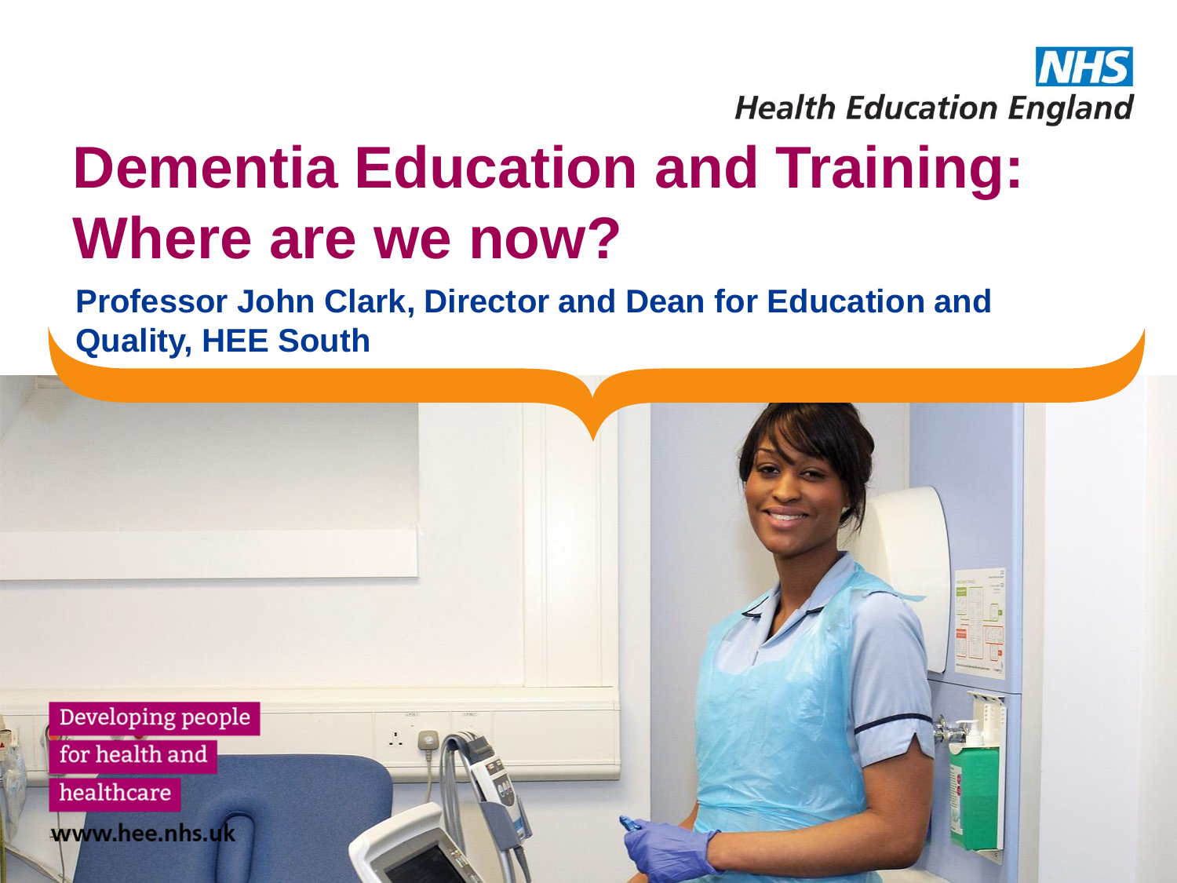NHS Health Education England

# Dementia Education and Training: Where are we now?

**Professor John Clark, Director and Dean for Education and Quality, HEE South**

Developing people for health and healthcare

www.hee.nhs.uk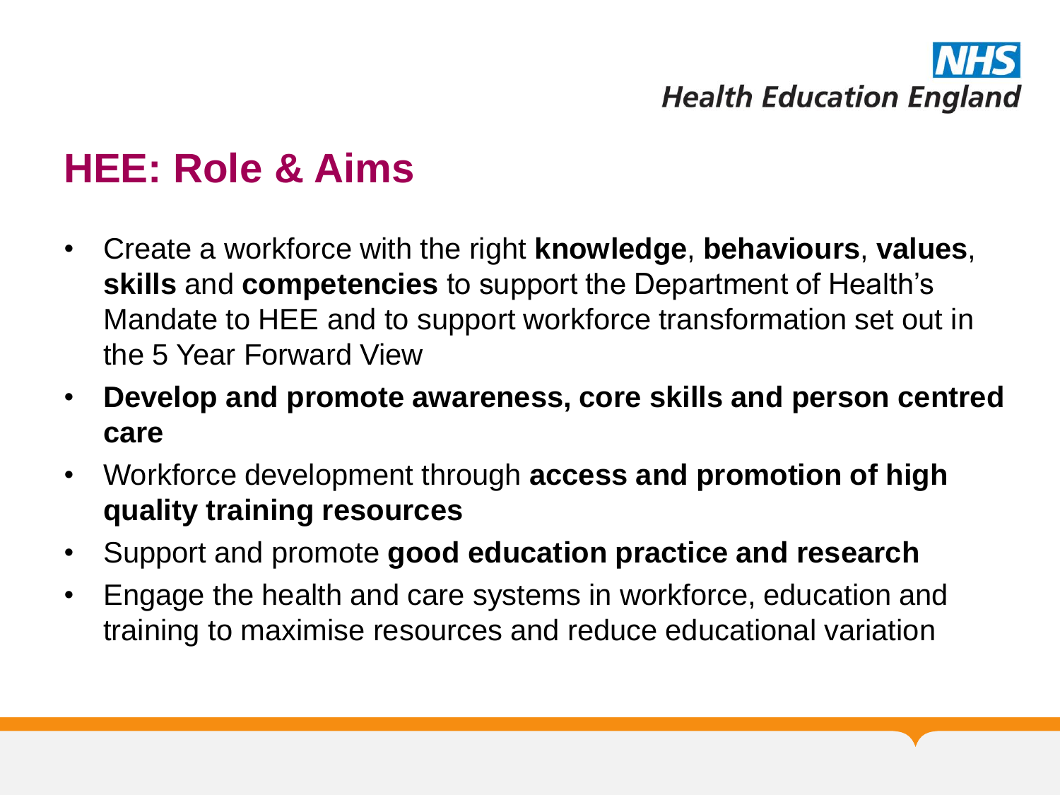NHS Health Education England

# HEE: Role & Aims

- Create a workforce with the right **knowledge**, **behaviours**, **values**, **skills** and **competencies** to support the Department of Health's Mandate to HEE and to support workforce transformation set out in the 5 Year Forward View
- **Develop and promote awareness, core skills and person centred care**
- Workforce development through **access and promotion of high quality training resources**
- Support and promote **good education practice and research**
- Engage the health and care systems in workforce, education and training to maximise resources and reduce educational variation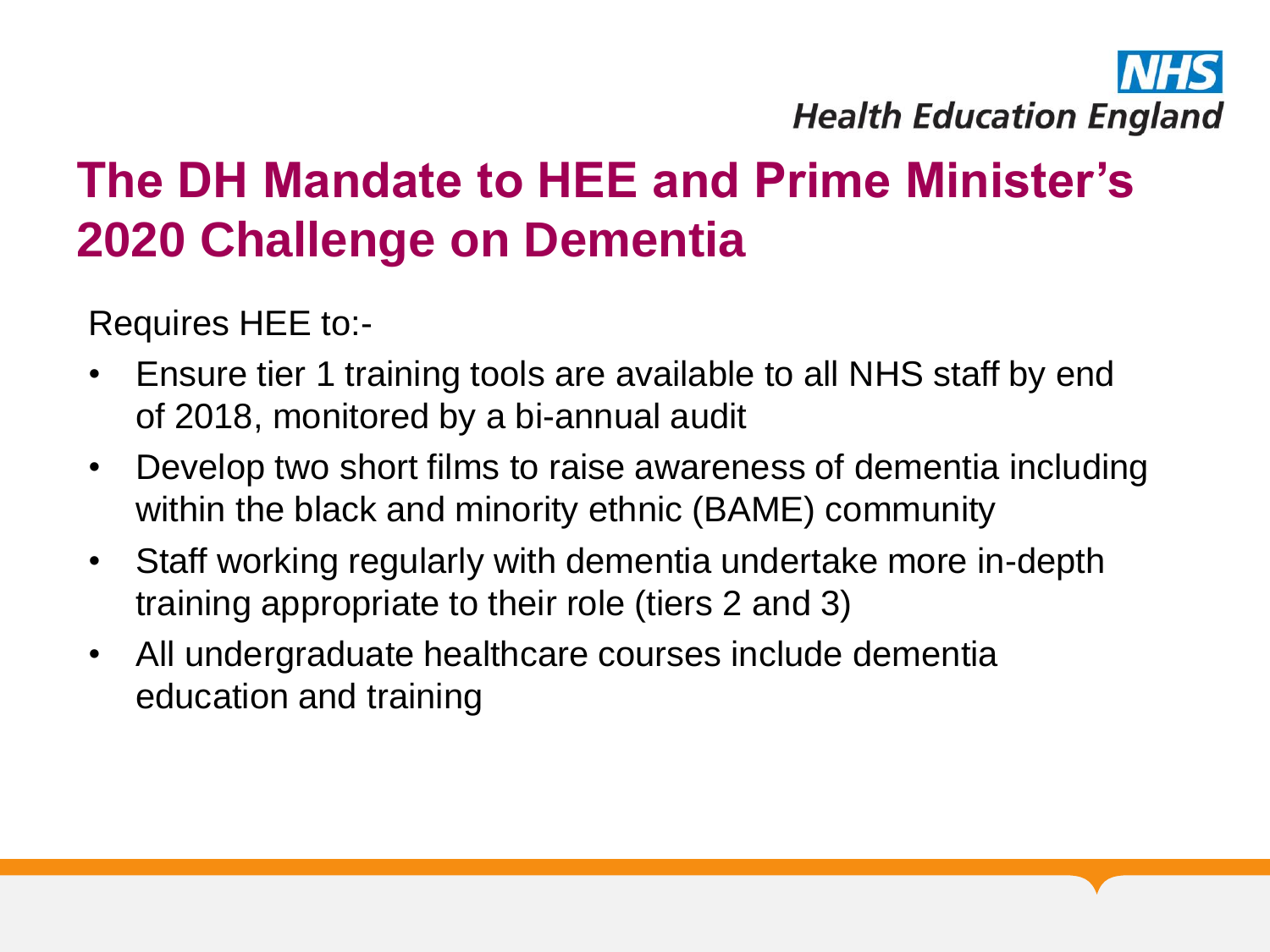# The DH Mandate to HEE and Prime Minister's 2020 Challenge on Dementia

Requires HEE to:-

- Ensure tier 1 training tools are available to all NHS staff by end of 2018, monitored by a bi-annual audit
- Develop two short films to raise awareness of dementia including within the black and minority ethnic (BAME) community
- Staff working regularly with dementia undertake more in-depth training appropriate to their role (tiers 2 and 3)
- All undergraduate healthcare courses include dementia education and training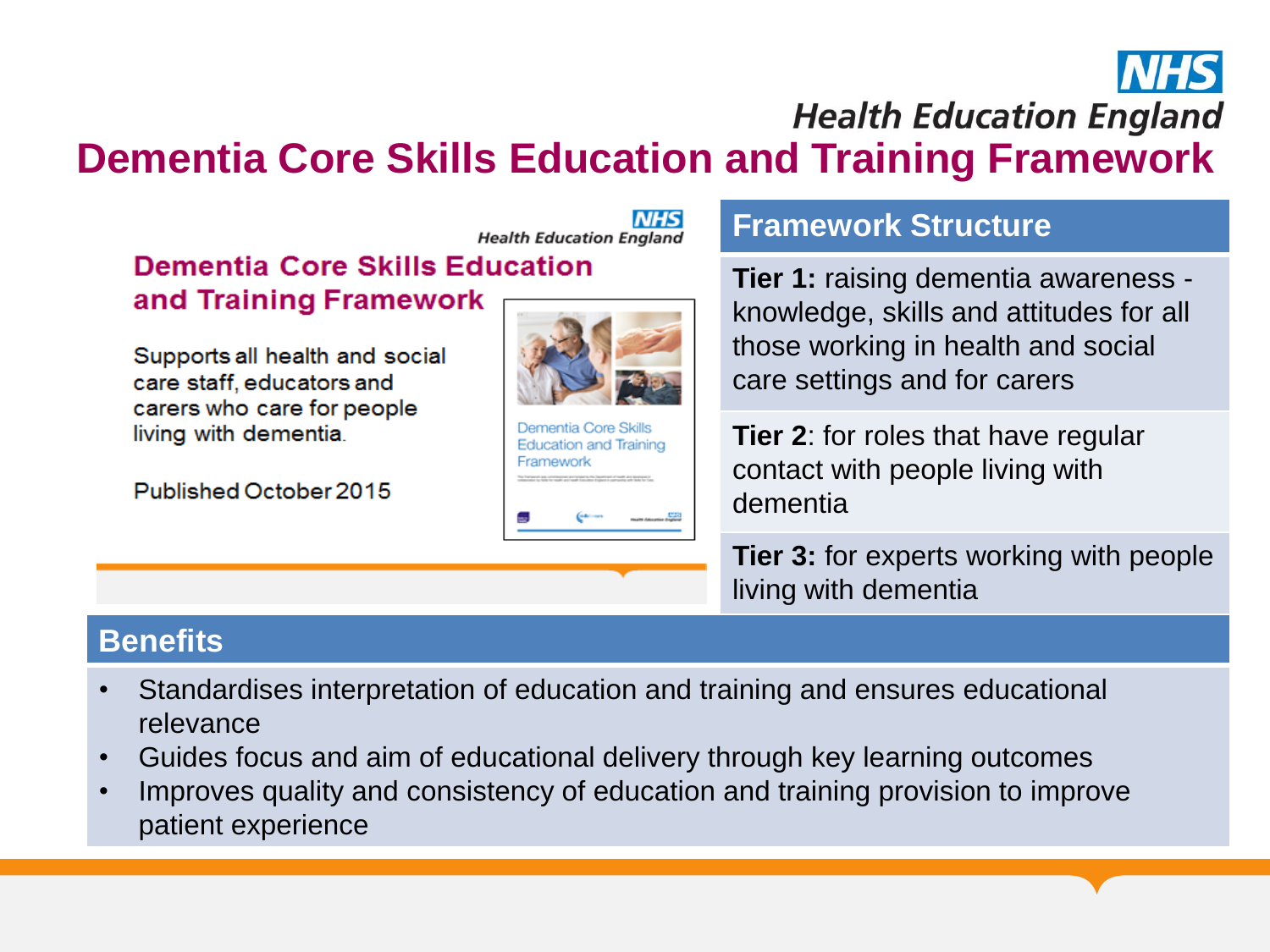NHS
Health Education England

# Dementia Core Skills Education and Training Framework

NHS
Health Education England

### Dementia Core Skills Education and Training Framework

Supports all health and social care staff, educators and carers who care for people living with dementia.

Published October 2015

## Framework Structure

**Tier 1:** raising dementia awareness - knowledge, skills and attitudes for all those working in health and social care settings and for carers

**Tier 2**: for roles that have regular contact with people living with dementia

**Tier 3:** for experts working with people living with dementia

## Benefits

- Standardises interpretation of education and training and ensures educational relevance
- Guides focus and aim of educational delivery through key learning outcomes
- Improves quality and consistency of education and training provision to improve patient experience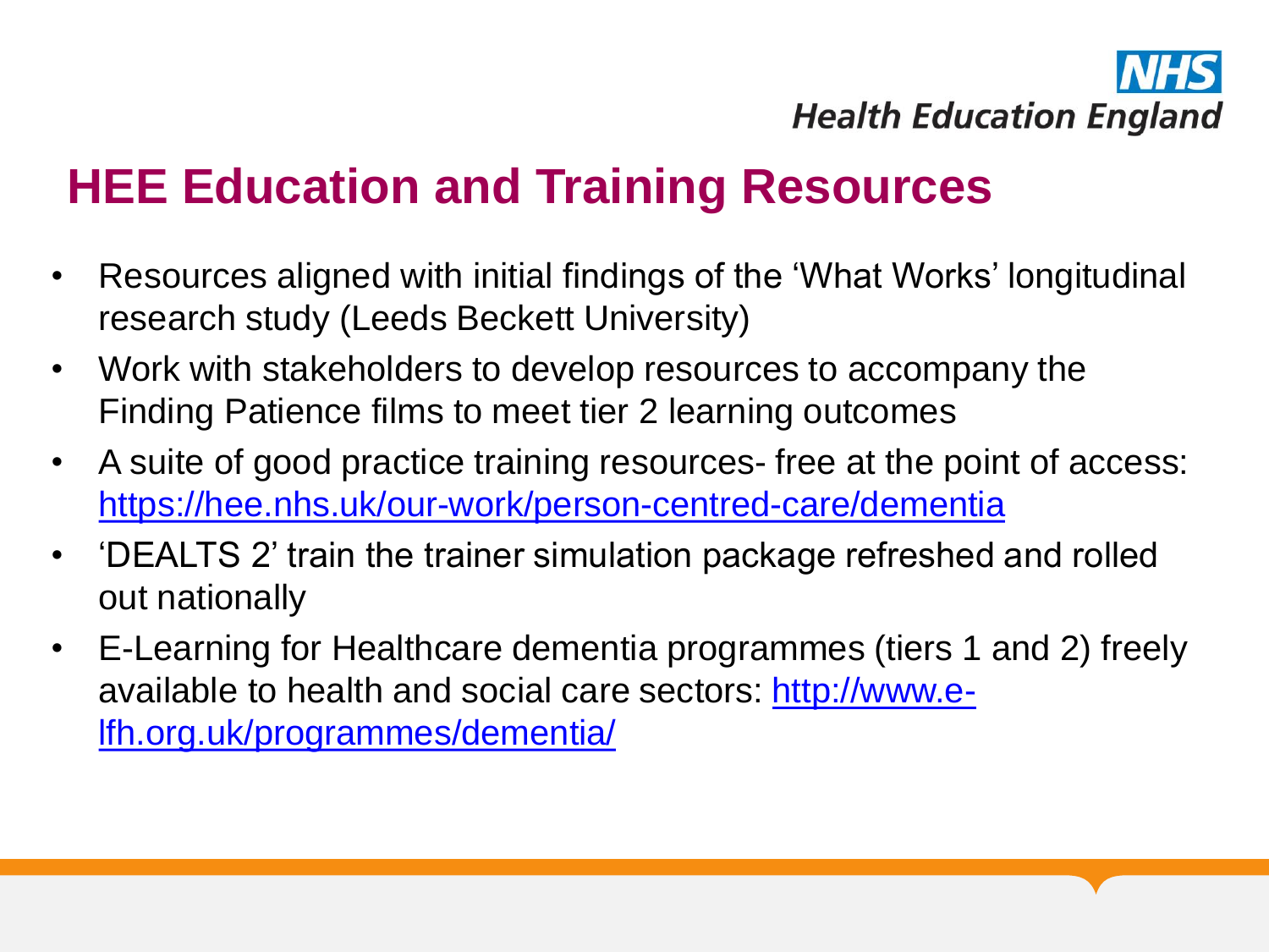NHS
Health Education England

# HEE Education and Training Resources

- Resources aligned with initial findings of the 'What Works' longitudinal research study (Leeds Beckett University)
- Work with stakeholders to develop resources to accompany the Finding Patience films to meet tier 2 learning outcomes
- A suite of good practice training resources- free at the point of access: https://hee.nhs.uk/our-work/person-centred-care/dementia
- 'DEALTS 2' train the trainer simulation package refreshed and rolled out nationally
- E-Learning for Healthcare dementia programmes (tiers 1 and 2) freely available to health and social care sectors: http://www.e-lfh.org.uk/programmes/dementia/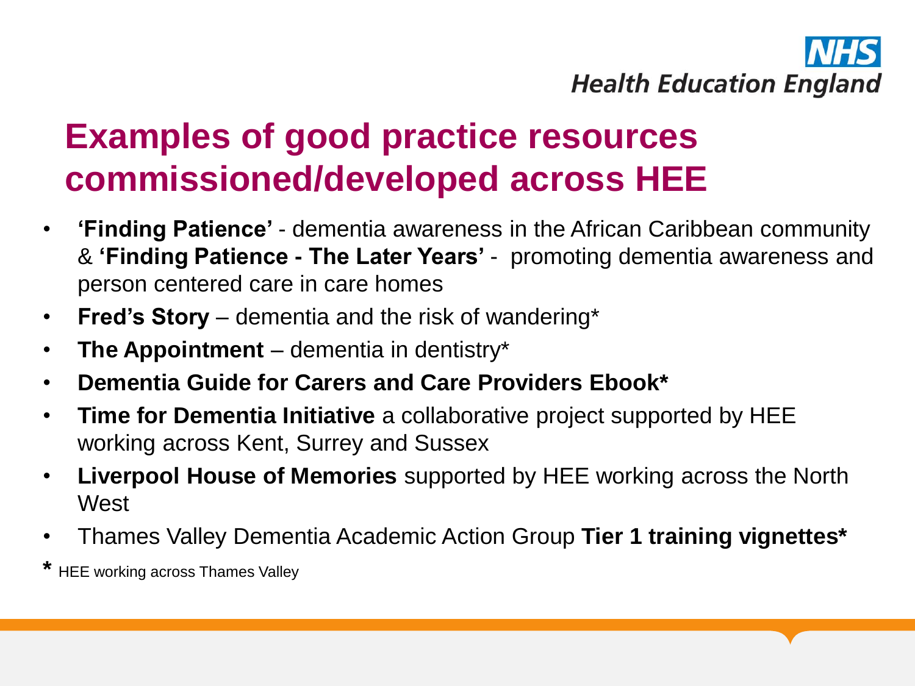# Examples of good practice resources commissioned/developed across HEE

- **'Finding Patience'** - dementia awareness in the African Caribbean community & **'Finding Patience - The Later Years'** - promoting dementia awareness and person centered care in care homes
- **Fred's Story** – dementia and the risk of wandering*
- **The Appointment** – dementia in dentistry*
- **Dementia Guide for Carers and Care Providers Ebook***
- **Time for Dementia Initiative** a collaborative project supported by HEE working across Kent, Surrey and Sussex
- **Liverpool House of Memories** supported by HEE working across the North West
- Thames Valley Dementia Academic Action Group **Tier 1 training vignettes***

\* HEE working across Thames Valley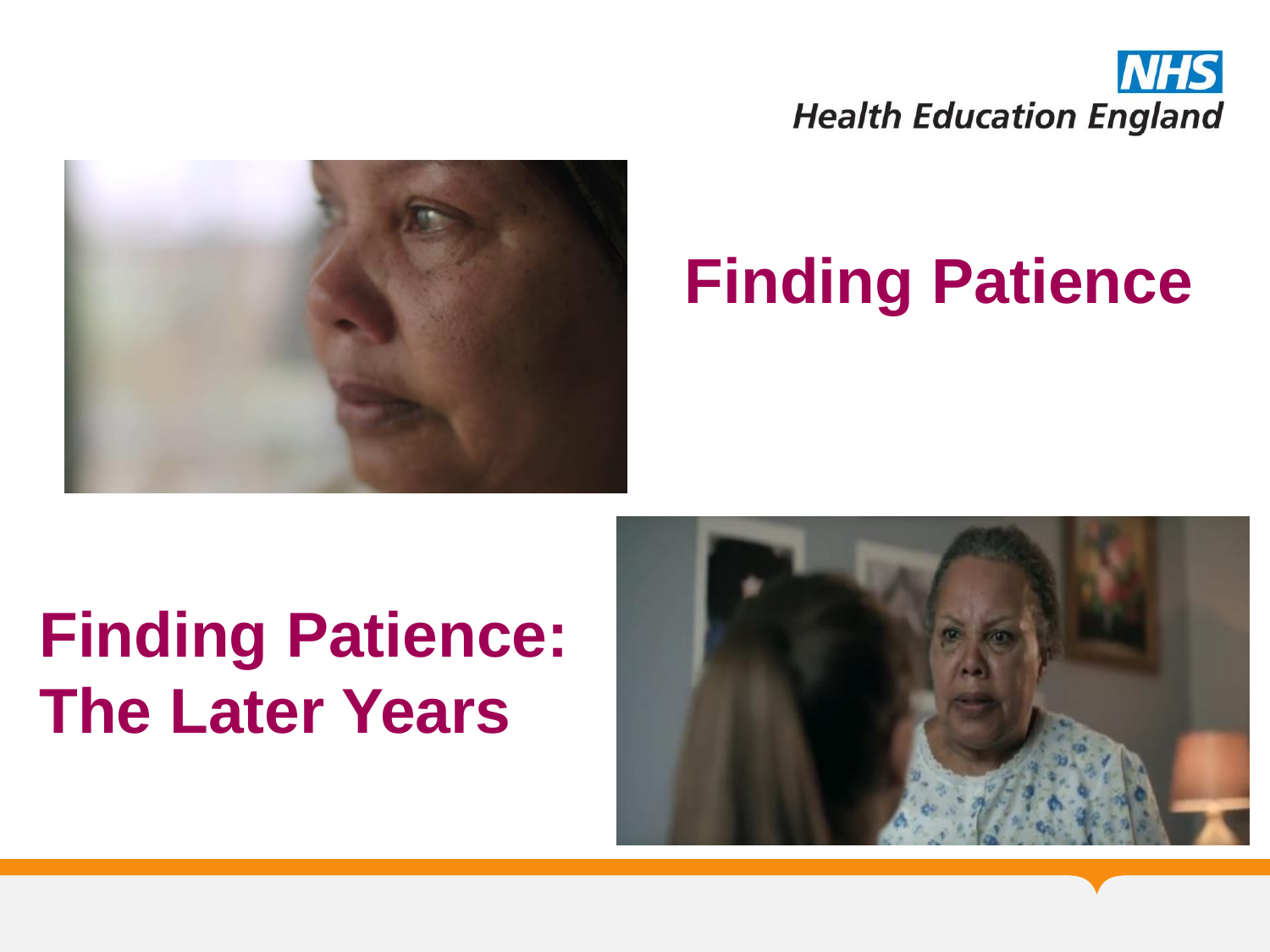NHS
Health Education England

# Finding Patience

# Finding Patience: The Later Years